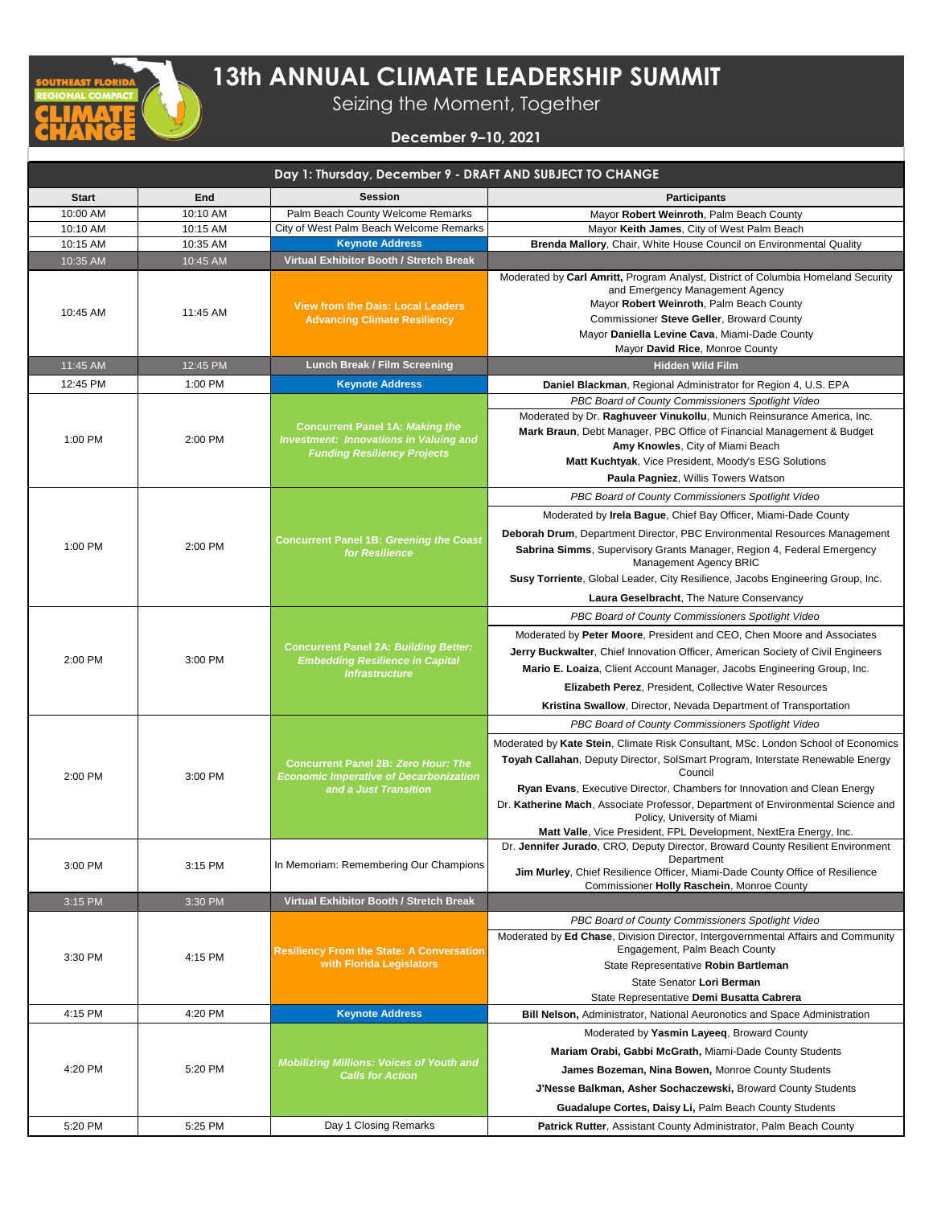# 13th ANNUAL CLIMATE LEADERSHIP SUMMIT

Seizing the Moment, Together

**December 9–10, 2021**

SOUTHEAST FLORIDA REGIONAL COMPACT CLIMATE CHANGE

## Day 1: Thursday, December 9 - DRAFT AND SUBJECT TO CHANGE

| Start | End | Session | Participants |
|---|---|---|---|
| 10:00 AM | 10:10 AM | Palm Beach County Welcome Remarks | Mayor **Robert Weinroth**, Palm Beach County |
| 10:10 AM | 10:15 AM | City of West Palm Beach Welcome Remarks | Mayor **Keith James**, City of West Palm Beach |
| 10:15 AM | 10:35 AM | **Keynote Address** | **Brenda Mallory**, Chair, White House Council on Environmental Quality |
| 10:35 AM | 10:45 AM | **Virtual Exhibitor Booth / Stretch Break** | |
| 10:45 AM | 11:45 AM | **View from the Dais: Local Leaders Advancing Climate Resiliency** | Moderated by **Carl Amritt,** Program Analyst, District of Columbia Homeland Security and Emergency Management Agency<br>Mayor **Robert Weinroth**, Palm Beach County<br>Commissioner **Steve Geller**, Broward County<br>Mayor **Daniella Levine Cava**, Miami-Dade County<br>Mayor **David Rice**, Monroe County |
| 11:45 AM | 12:45 PM | **Lunch Break / Film Screening** | **Hidden Wild Film** |
| 12:45 PM | 1:00 PM | **Keynote Address** | **Daniel Blackman**, Regional Administrator for Region 4, U.S. EPA |
| 1:00 PM | 2:00 PM | **Concurrent Panel 1A: *Making the Investment: Innovations in Valuing and Funding Resiliency Projects*** | *PBC Board of County Commissioners Spotlight Video*<br>Moderated by Dr. **Raghuveer Vinukollu**, Munich Reinsurance America, Inc.<br>**Mark Braun**, Debt Manager, PBC Office of Financial Management & Budget<br>**Amy Knowles**, City of Miami Beach<br>**Matt Kuchtyak**, Vice President, Moody's ESG Solutions<br>**Paula Pagniez**, Willis Towers Watson |
| 1:00 PM | 2:00 PM | **Concurrent Panel 1B: *Greening the Coast for Resilience*** | *PBC Board of County Commissioners Spotlight Video*<br>Moderated by **Irela Bague**, Chief Bay Officer, Miami-Dade County<br>**Deborah Drum**, Department Director, PBC Environmental Resources Management<br>**Sabrina Simms**, Supervisory Grants Manager, Region 4, Federal Emergency Management Agency BRIC<br>**Susy Torriente**, Global Leader, City Resilience, Jacobs Engineering Group, Inc.<br>**Laura Geselbracht**, The Nature Conservancy |
| 2:00 PM | 3:00 PM | **Concurrent Panel 2A: *Building Better: Embedding Resilience in Capital Infrastructure*** | *PBC Board of County Commissioners Spotlight Video*<br>Moderated by **Peter Moore**, President and CEO, Chen Moore and Associates<br>**Jerry Buckwalter**, Chief Innovation Officer, American Society of Civil Engineers<br>**Mario E. Loaiza**, Client Account Manager, Jacobs Engineering Group, Inc.<br>**Elizabeth Perez**, President, Collective Water Resources<br>**Kristina Swallow**, Director, Nevada Department of Transportation |
| 2:00 PM | 3:00 PM | **Concurrent Panel 2B: *Zero Hour: The Economic Imperative of Decarbonization and a Just Transition*** | *PBC Board of County Commissioners Spotlight Video*<br>Moderated by **Kate Stein**, Climate Risk Consultant, MSc. London School of Economics<br>**Toyah Callahan**, Deputy Director, SolSmart Program, Interstate Renewable Energy Council<br>**Ryan Evans**, Executive Director, Chambers for Innovation and Clean Energy<br>Dr. **Katherine Mach**, Associate Professor, Department of Environmental Science and Policy, University of Miami<br>**Matt Valle**, Vice President, FPL Development, NextEra Energy, Inc. |
| 3:00 PM | 3:15 PM | In Memoriam: Remembering Our Champions | Dr. **Jennifer Jurado**, CRO, Deputy Director, Broward County Resilient Environment Department<br>**Jim Murley**, Chief Resilience Officer, Miami-Dade County Office of Resilience<br>Commissioner **Holly Raschein**, Monroe County |
| 3:15 PM | 3:30 PM | **Virtual Exhibitor Booth / Stretch Break** | |
| 3:30 PM | 4:15 PM | **Resiliency From the State: A Conversation with Florida Legislators** | *PBC Board of County Commissioners Spotlight Video*<br>Moderated by **Ed Chase**, Division Director, Intergovernmental Affairs and Community Engagement, Palm Beach County<br>State Representative **Robin Bartleman**<br>State Senator **Lori Berman**<br>State Representative **Demi Busatta Cabrera** |
| 4:15 PM | 4:20 PM | **Keynote Address** | **Bill Nelson,** Administrator, National Aeronautics and Space Administration |
| 4:20 PM | 5:20 PM | ***Mobilizing Millions: Voices of Youth and Calls for Action*** | Moderated by **Yasmin Layeeq**, Broward County<br>**Mariam Orabi, Gabbi McGrath,** Miami-Dade County Students<br>**James Bozeman, Nina Bowen,** Monroe County Students<br>**J'Nesse Balkman, Asher Sochaczewski,** Broward County Students<br>**Guadalupe Cortes, Daisy Li,** Palm Beach County Students |
| 5:20 PM | 5:25 PM | Day 1 Closing Remarks | **Patrick Rutter**, Assistant County Administrator, Palm Beach County |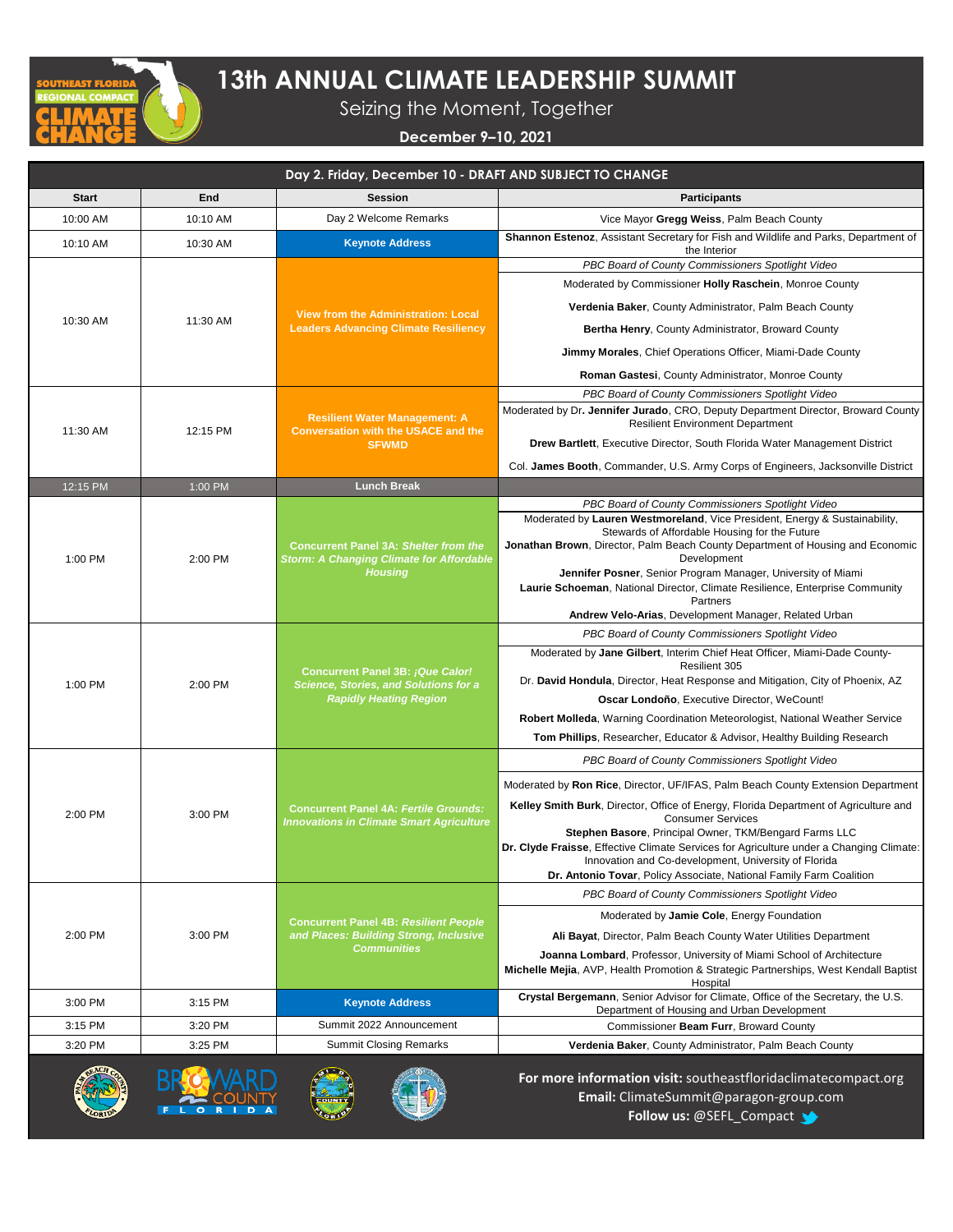# 13th ANNUAL CLIMATE LEADERSHIP SUMMIT

Seizing the Moment, Together

**December 9–10, 2021**

## Day 2. Friday, December 10 - DRAFT AND SUBJECT TO CHANGE

| Start | End | Session | Participants |
|---|---|---|---|
| 10:00 AM | 10:10 AM | Day 2 Welcome Remarks | Vice Mayor **Gregg Weiss**, Palm Beach County |
| 10:10 AM | 10:30 AM | **Keynote Address** | **Shannon Estenoz**, Assistant Secretary for Fish and Wildlife and Parks, Department of the Interior |
| 10:30 AM | 11:30 AM | **View from the Administration: Local Leaders Advancing Climate Resiliency** | *PBC Board of County Commissioners Spotlight Video*<br>Moderated by Commissioner **Holly Raschein**, Monroe County<br>**Verdenia Baker**, County Administrator, Palm Beach County<br>**Bertha Henry**, County Administrator, Broward County<br>**Jimmy Morales**, Chief Operations Officer, Miami-Dade County<br>**Roman Gastesi**, County Administrator, Monroe County |
| 11:30 AM | 12:15 PM | **Resilient Water Management: A Conversation with the USACE and the SFWMD** | *PBC Board of County Commissioners Spotlight Video*<br>Moderated by Dr**. Jennifer Jurado**, CRO, Deputy Department Director, Broward County Resilient Environment Department<br>**Drew Bartlett**, Executive Director, South Florida Water Management District<br>Col. **James Booth**, Commander, U.S. Army Corps of Engineers, Jacksonville District |
| 12:15 PM | 1:00 PM | **Lunch Break** | |
| 1:00 PM | 2:00 PM | **Concurrent Panel 3A: *Shelter from the Storm: A Changing Climate for Affordable Housing*** | *PBC Board of County Commissioners Spotlight Video*<br>Moderated by **Lauren Westmoreland**, Vice President, Energy & Sustainability, Stewards of Affordable Housing for the Future<br>**Jonathan Brown**, Director, Palm Beach County Department of Housing and Economic Development<br>**Jennifer Posner**, Senior Program Manager, University of Miami<br>**Laurie Schoeman**, National Director, Climate Resilience, Enterprise Community Partners<br>**Andrew Velo-Arias**, Development Manager, Related Urban |
| 1:00 PM | 2:00 PM | **Concurrent Panel 3B: *¡Que Calor! Science, Stories, and Solutions for a Rapidly Heating Region*** | *PBC Board of County Commissioners Spotlight Video*<br>Moderated by **Jane Gilbert**, Interim Chief Heat Officer, Miami-Dade County-Resilient 305<br>Dr. **David Hondula**, Director, Heat Response and Mitigation, City of Phoenix, AZ<br>**Oscar Londoño**, Executive Director, WeCount!<br>**Robert Molleda**, Warning Coordination Meteorologist, National Weather Service<br>**Tom Phillips**, Researcher, Educator & Advisor, Healthy Building Research |
| 2:00 PM | 3:00 PM | **Concurrent Panel 4A: *Fertile Grounds: Innovations in Climate Smart Agriculture*** | *PBC Board of County Commissioners Spotlight Video*<br>Moderated by **Ron Rice**, Director, UF/IFAS, Palm Beach County Extension Department<br>**Kelley Smith Burk**, Director, Office of Energy, Florida Department of Agriculture and Consumer Services<br>**Stephen Basore**, Principal Owner, TKM/Bengard Farms LLC<br>**Dr. Clyde Fraisse**, Effective Climate Services for Agriculture under a Changing Climate: Innovation and Co-development, University of Florida<br>**Dr. Antonio Tovar**, Policy Associate, National Family Farm Coalition |
| 2:00 PM | 3:00 PM | **Concurrent Panel 4B: *Resilient People and Places: Building Strong, Inclusive Communities*** | *PBC Board of County Commissioners Spotlight Video*<br>Moderated by **Jamie Cole**, Energy Foundation<br>**Ali Bayat**, Director, Palm Beach County Water Utilities Department<br>**Joanna Lombard**, Professor, University of Miami School of Architecture<br>**Michelle Mejia**, AVP, Health Promotion & Strategic Partnerships, West Kendall Baptist Hospital |
| 3:00 PM | 3:15 PM | **Keynote Address** | **Crystal Bergemann**, Senior Advisor for Climate, Office of the Secretary, the U.S. Department of Housing and Urban Development |
| 3:15 PM | 3:20 PM | Summit 2022 Announcement | Commissioner **Beam Furr**, Broward County |
| 3:20 PM | 3:25 PM | Summit Closing Remarks | **Verdenia Baker**, County Administrator, Palm Beach County |

**For more information visit:** southeastfloridaclimatecompact.org
**Email:** ClimateSummit@paragon-group.com
**Follow us:** @SEFL_Compact